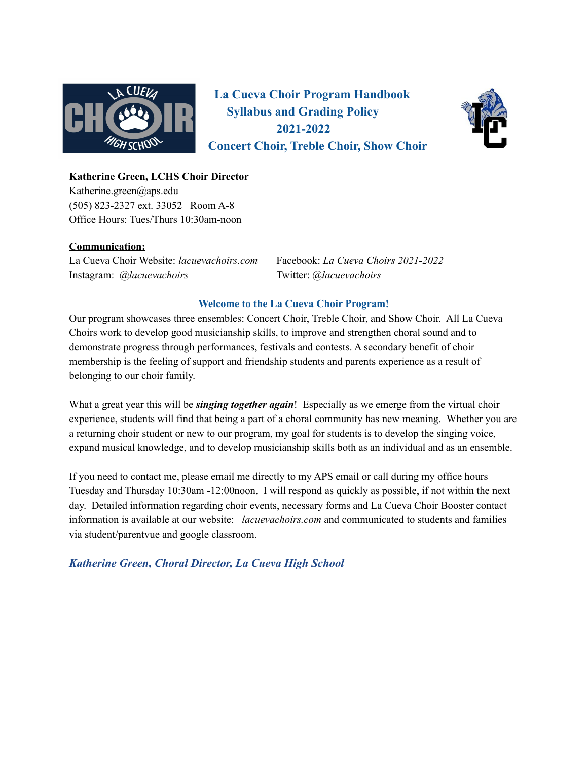# La Cueva Choir Program Handbook
## Syllabus and Grading Policy
## 2021-2022
## Concert Choir, Treble Choir, Show Choir

**Katherine Green, LCHS Choir Director**
Katherine.green@aps.edu
(505) 823-2327 ext. 33052 Room A-8
Office Hours: Tues/Thurs 10:30am-noon

**Communication:**

La Cueva Choir Website: *lacuevachoirs.com*
Facebook: *La Cueva Choirs 2021-2022*
Instagram: *@lacuevachoirs*
Twitter: *@lacuevachoirs*

### Welcome to the La Cueva Choir Program!

Our program showcases three ensembles: Concert Choir, Treble Choir, and Show Choir. All La Cueva Choirs work to develop good musicianship skills, to improve and strengthen choral sound and to demonstrate progress through performances, festivals and contests. A secondary benefit of choir membership is the feeling of support and friendship students and parents experience as a result of belonging to our choir family.

What a great year this will be ***singing together again***! Especially as we emerge from the virtual choir experience, students will find that being a part of a choral community has new meaning. Whether you are a returning choir student or new to our program, my goal for students is to develop the singing voice, expand musical knowledge, and to develop musicianship skills both as an individual and as an ensemble.

If you need to contact me, please email me directly to my APS email or call during my office hours Tuesday and Thursday 10:30am -12:00noon. I will respond as quickly as possible, if not within the next day. Detailed information regarding choir events, necessary forms and La Cueva Choir Booster contact information is available at our website: *lacuevachoirs.com* and communicated to students and families via student/parentvue and google classroom.

***Katherine Green, Choral Director, La Cueva High School***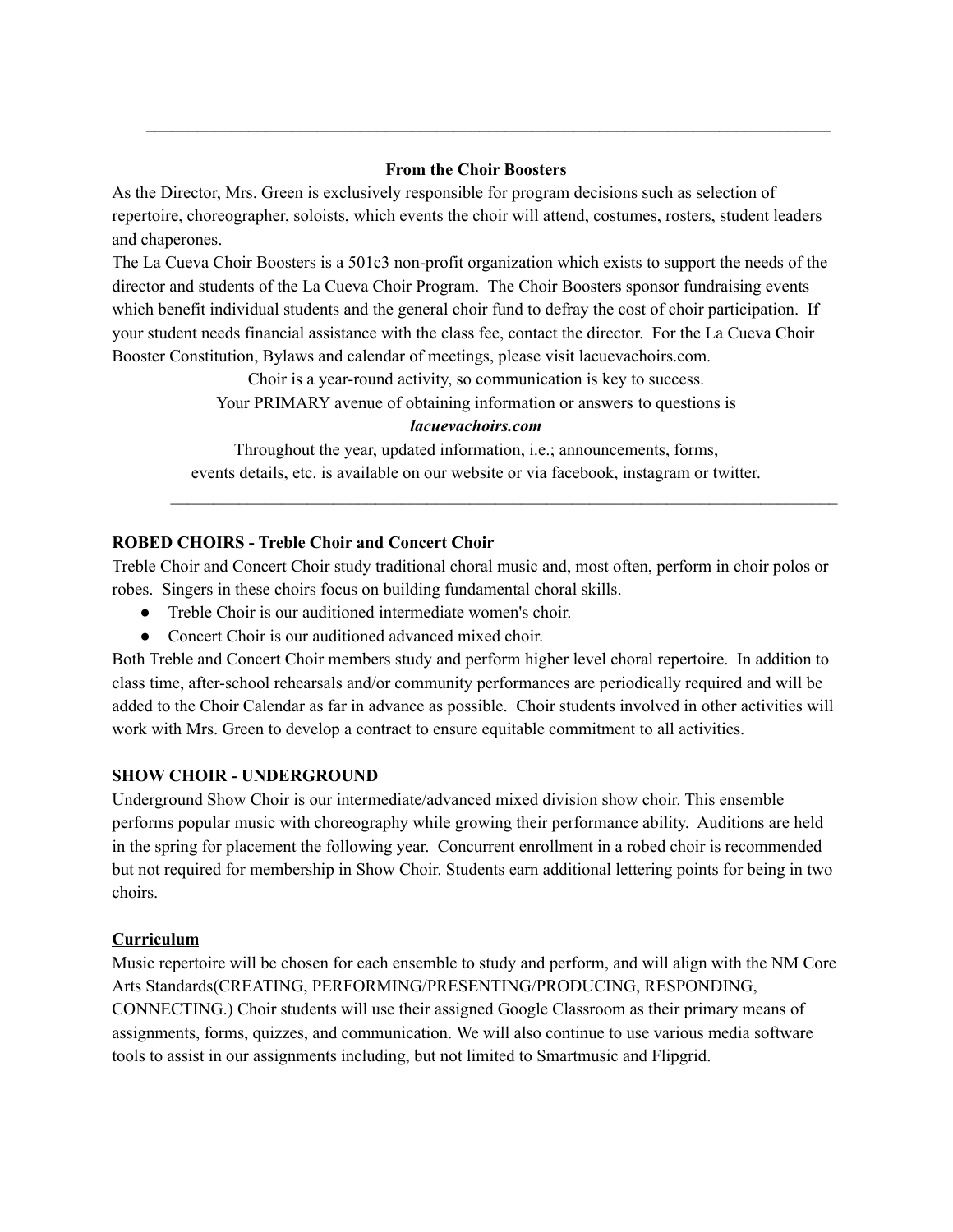---

**From the Choir Boosters**

As the Director, Mrs. Green is exclusively responsible for program decisions such as selection of repertoire, choreographer, soloists, which events the choir will attend, costumes, rosters, student leaders and chaperones.

The La Cueva Choir Boosters is a 501c3 non-profit organization which exists to support the needs of the director and students of the La Cueva Choir Program. The Choir Boosters sponsor fundraising events which benefit individual students and the general choir fund to defray the cost of choir participation. If your student needs financial assistance with the class fee, contact the director. For the La Cueva Choir Booster Constitution, Bylaws and calendar of meetings, please visit lacuevachoirs.com.

Choir is a year-round activity, so communication is key to success.
Your PRIMARY avenue of obtaining information or answers to questions is
***lacuevachoirs.com***
Throughout the year, updated information, i.e.; announcements, forms,
events details, etc. is available on our website or via facebook, instagram or twitter.

---

**ROBED CHOIRS - Treble Choir and Concert Choir**

Treble Choir and Concert Choir study traditional choral music and, most often, perform in choir polos or robes. Singers in these choirs focus on building fundamental choral skills.

- Treble Choir is our auditioned intermediate women's choir.
- Concert Choir is our auditioned advanced mixed choir.

Both Treble and Concert Choir members study and perform higher level choral repertoire. In addition to class time, after-school rehearsals and/or community performances are periodically required and will be added to the Choir Calendar as far in advance as possible. Choir students involved in other activities will work with Mrs. Green to develop a contract to ensure equitable commitment to all activities.

**SHOW CHOIR - UNDERGROUND**

Underground Show Choir is our intermediate/advanced mixed division show choir. This ensemble performs popular music with choreography while growing their performance ability. Auditions are held in the spring for placement the following year. Concurrent enrollment in a robed choir is recommended but not required for membership in Show Choir. Students earn additional lettering points for being in two choirs.

**Curriculum**

Music repertoire will be chosen for each ensemble to study and perform, and will align with the NM Core Arts Standards(CREATING, PERFORMING/PRESENTING/PRODUCING, RESPONDING, CONNECTING.) Choir students will use their assigned Google Classroom as their primary means of assignments, forms, quizzes, and communication. We will also continue to use various media software tools to assist in our assignments including, but not limited to Smartmusic and Flipgrid.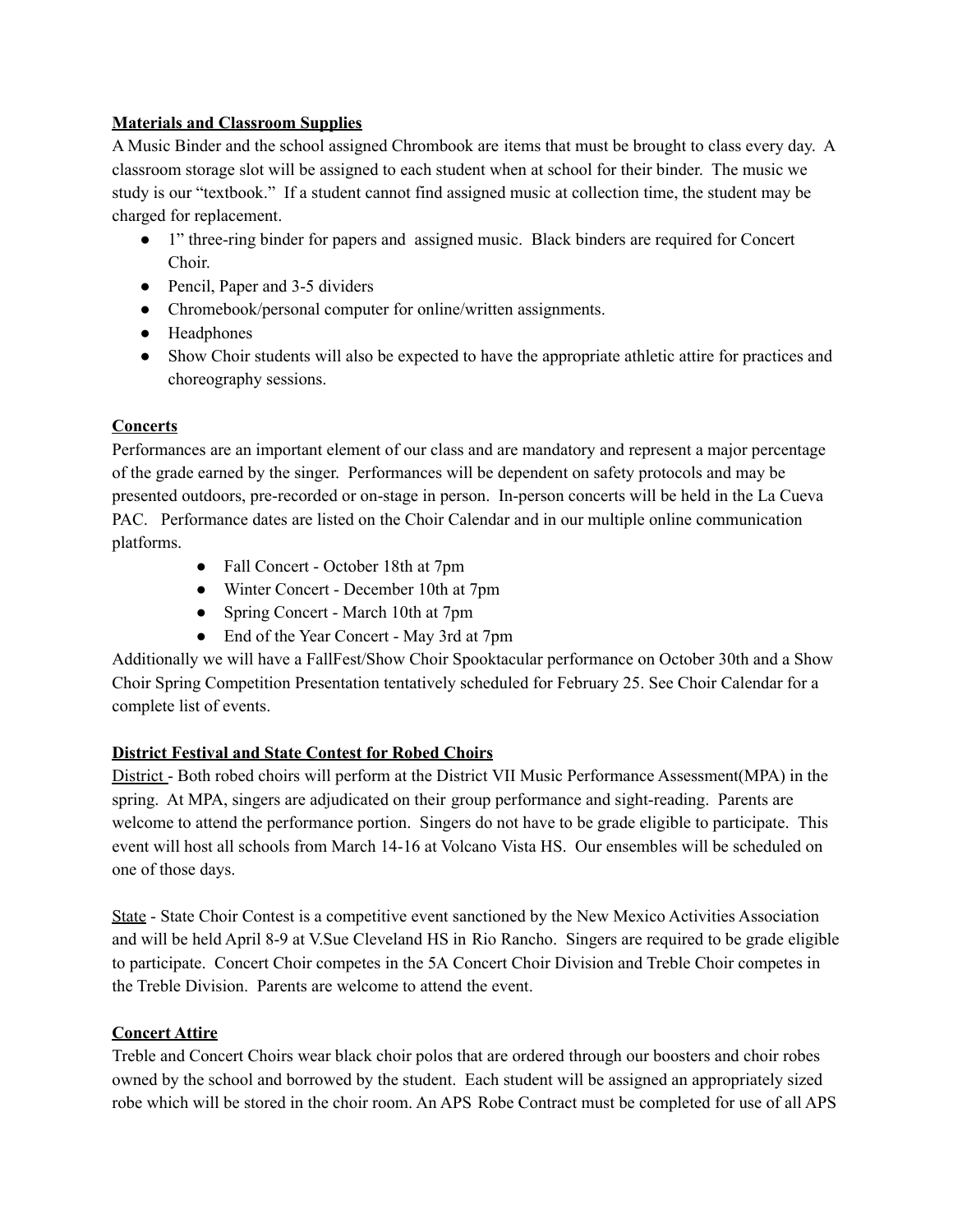**Materials and Classroom Supplies**

A Music Binder and the school assigned Chrombook are items that must be brought to class every day. A classroom storage slot will be assigned to each student when at school for their binder. The music we study is our "textbook." If a student cannot find assigned music at collection time, the student may be charged for replacement.

- 1" three-ring binder for papers and assigned music. Black binders are required for Concert Choir.
- Pencil, Paper and 3-5 dividers
- Chromebook/personal computer for online/written assignments.
- Headphones
- Show Choir students will also be expected to have the appropriate athletic attire for practices and choreography sessions.

**Concerts**

Performances are an important element of our class and are mandatory and represent a major percentage of the grade earned by the singer. Performances will be dependent on safety protocols and may be presented outdoors, pre-recorded or on-stage in person. In-person concerts will be held in the La Cueva PAC. Performance dates are listed on the Choir Calendar and in our multiple online communication platforms.

- Fall Concert - October 18th at 7pm
- Winter Concert - December 10th at 7pm
- Spring Concert - March 10th at 7pm
- End of the Year Concert - May 3rd at 7pm

Additionally we will have a FallFest/Show Choir Spooktacular performance on October 30th and a Show Choir Spring Competition Presentation tentatively scheduled for February 25. See Choir Calendar for a complete list of events.

**District Festival and State Contest for Robed Choirs**

District - Both robed choirs will perform at the District VII Music Performance Assessment(MPA) in the spring. At MPA, singers are adjudicated on their group performance and sight-reading. Parents are welcome to attend the performance portion. Singers do not have to be grade eligible to participate. This event will host all schools from March 14-16 at Volcano Vista HS. Our ensembles will be scheduled on one of those days.

State - State Choir Contest is a competitive event sanctioned by the New Mexico Activities Association and will be held April 8-9 at V.Sue Cleveland HS in Rio Rancho. Singers are required to be grade eligible to participate. Concert Choir competes in the 5A Concert Choir Division and Treble Choir competes in the Treble Division. Parents are welcome to attend the event.

**Concert Attire**

Treble and Concert Choirs wear black choir polos that are ordered through our boosters and choir robes owned by the school and borrowed by the student. Each student will be assigned an appropriately sized robe which will be stored in the choir room. An APS Robe Contract must be completed for use of all APS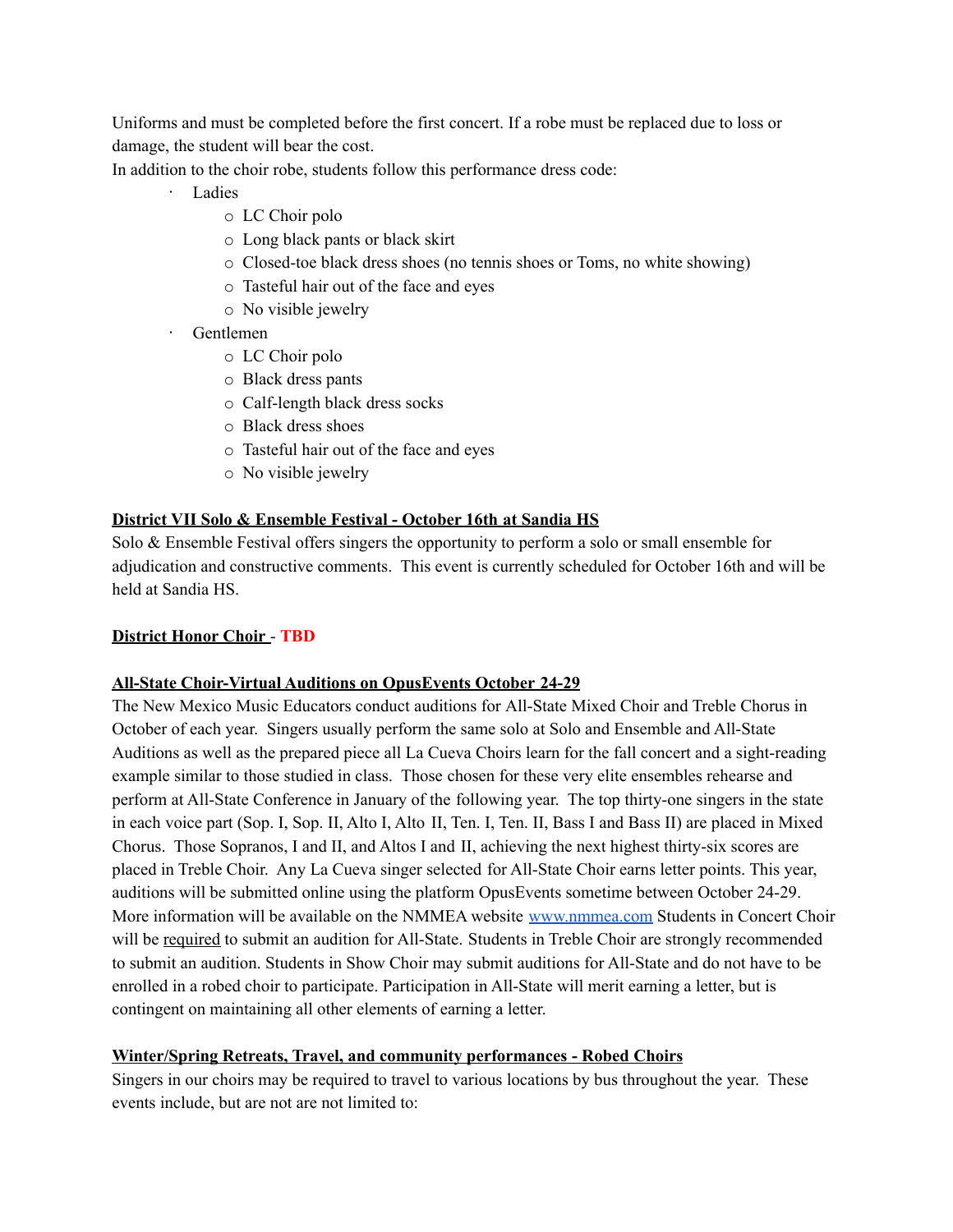Uniforms and must be completed before the first concert. If a robe must be replaced due to loss or damage, the student will bear the cost.

In addition to the choir robe, students follow this performance dress code:

- Ladies
  - LC Choir polo
  - Long black pants or black skirt
  - Closed-toe black dress shoes (no tennis shoes or Toms, no white showing)
  - Tasteful hair out of the face and eyes
  - No visible jewelry
- Gentlemen
  - LC Choir polo
  - Black dress pants
  - Calf-length black dress socks
  - Black dress shoes
  - Tasteful hair out of the face and eyes
  - No visible jewelry

**District VII Solo & Ensemble Festival - October 16th at Sandia HS**

Solo & Ensemble Festival offers singers the opportunity to perform a solo or small ensemble for adjudication and constructive comments. This event is currently scheduled for October 16th and will be held at Sandia HS.

**District Honor Choir - TBD**

**All-State Choir-Virtual Auditions on OpusEvents October 24-29**

The New Mexico Music Educators conduct auditions for All-State Mixed Choir and Treble Chorus in October of each year. Singers usually perform the same solo at Solo and Ensemble and All-State Auditions as well as the prepared piece all La Cueva Choirs learn for the fall concert and a sight-reading example similar to those studied in class. Those chosen for these very elite ensembles rehearse and perform at All-State Conference in January of the following year. The top thirty-one singers in the state in each voice part (Sop. I, Sop. II, Alto I, Alto II, Ten. I, Ten. II, Bass I and Bass II) are placed in Mixed Chorus. Those Sopranos, I and II, and Altos I and II, achieving the next highest thirty-six scores are placed in Treble Choir. Any La Cueva singer selected for All-State Choir earns letter points. This year, auditions will be submitted online using the platform OpusEvents sometime between October 24-29. More information will be available on the NMMEA website [www.nmmea.com](http://www.nmmea.com) Students in Concert Choir will be required to submit an audition for All-State. Students in Treble Choir are strongly recommended to submit an audition. Students in Show Choir may submit auditions for All-State and do not have to be enrolled in a robed choir to participate. Participation in All-State will merit earning a letter, but is contingent on maintaining all other elements of earning a letter.

**Winter/Spring Retreats, Travel, and community performances - Robed Choirs**

Singers in our choirs may be required to travel to various locations by bus throughout the year. These events include, but are not are not limited to: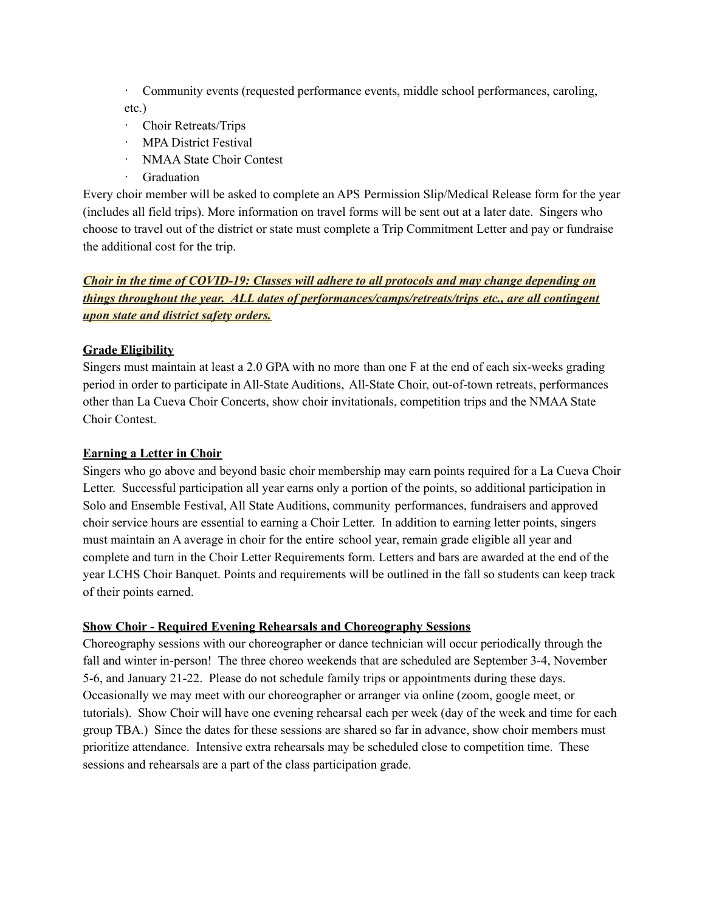- Community events (requested performance events, middle school performances, caroling, etc.)
- Choir Retreats/Trips
- MPA District Festival
- NMAA State Choir Contest
- Graduation

Every choir member will be asked to complete an APS Permission Slip/Medical Release form for the year (includes all field trips). More information on travel forms will be sent out at a later date. Singers who choose to travel out of the district or state must complete a Trip Commitment Letter and pay or fundraise the additional cost for the trip.

***Choir in the time of COVID-19: Classes will adhere to all protocols and may change depending on things throughout the year. ALL dates of performances/camps/retreats/trips etc., are all contingent upon state and district safety orders.***

**Grade Eligibility**

Singers must maintain at least a 2.0 GPA with no more than one F at the end of each six-weeks grading period in order to participate in All-State Auditions, All-State Choir, out-of-town retreats, performances other than La Cueva Choir Concerts, show choir invitationals, competition trips and the NMAA State Choir Contest.

**Earning a Letter in Choir**

Singers who go above and beyond basic choir membership may earn points required for a La Cueva Choir Letter. Successful participation all year earns only a portion of the points, so additional participation in Solo and Ensemble Festival, All State Auditions, community performances, fundraisers and approved choir service hours are essential to earning a Choir Letter. In addition to earning letter points, singers must maintain an A average in choir for the entire school year, remain grade eligible all year and complete and turn in the Choir Letter Requirements form. Letters and bars are awarded at the end of the year LCHS Choir Banquet. Points and requirements will be outlined in the fall so students can keep track of their points earned.

**Show Choir - Required Evening Rehearsals and Choreography Sessions**

Choreography sessions with our choreographer or dance technician will occur periodically through the fall and winter in-person! The three choreo weekends that are scheduled are September 3-4, November 5-6, and January 21-22. Please do not schedule family trips or appointments during these days. Occasionally we may meet with our choreographer or arranger via online (zoom, google meet, or tutorials). Show Choir will have one evening rehearsal each per week (day of the week and time for each group TBA.) Since the dates for these sessions are shared so far in advance, show choir members must prioritize attendance. Intensive extra rehearsals may be scheduled close to competition time. These sessions and rehearsals are a part of the class participation grade.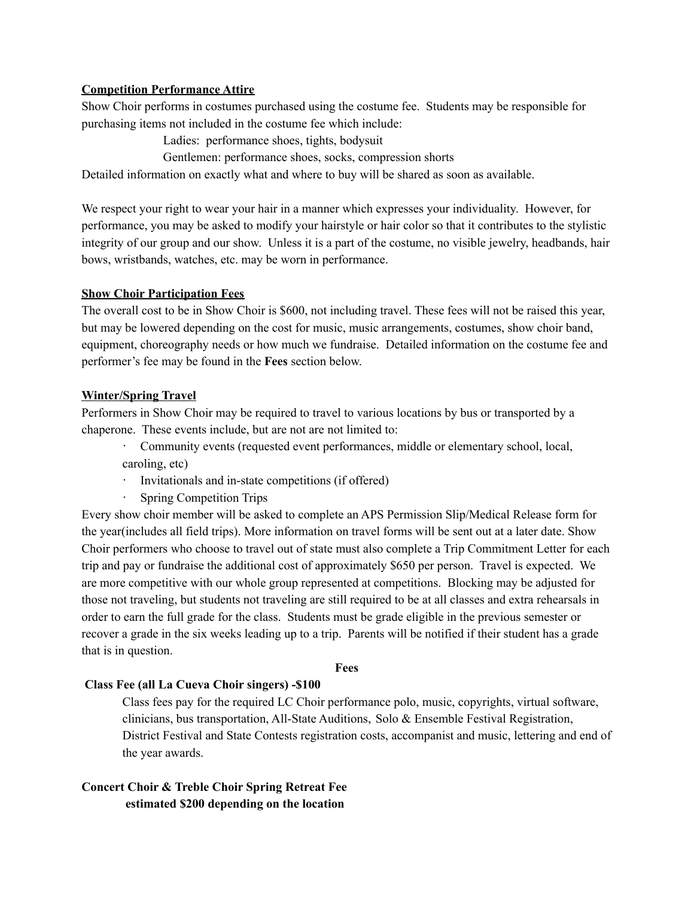**Competition Performance Attire**

Show Choir performs in costumes purchased using the costume fee. Students may be responsible for purchasing items not included in the costume fee which include:

Ladies: performance shoes, tights, bodysuit

Gentlemen: performance shoes, socks, compression shorts

Detailed information on exactly what and where to buy will be shared as soon as available.

We respect your right to wear your hair in a manner which expresses your individuality. However, for performance, you may be asked to modify your hairstyle or hair color so that it contributes to the stylistic integrity of our group and our show. Unless it is a part of the costume, no visible jewelry, headbands, hair bows, wristbands, watches, etc. may be worn in performance.

**Show Choir Participation Fees**

The overall cost to be in Show Choir is $600, not including travel. These fees will not be raised this year, but may be lowered depending on the cost for music, music arrangements, costumes, show choir band, equipment, choreography needs or how much we fundraise. Detailed information on the costume fee and performer's fee may be found in the **Fees** section below.

**Winter/Spring Travel**

Performers in Show Choir may be required to travel to various locations by bus or transported by a chaperone. These events include, but are not are not limited to:

- Community events (requested event performances, middle or elementary school, local, caroling, etc)
- Invitationals and in-state competitions (if offered)
- Spring Competition Trips

Every show choir member will be asked to complete an APS Permission Slip/Medical Release form for the year(includes all field trips). More information on travel forms will be sent out at a later date. Show Choir performers who choose to travel out of state must also complete a Trip Commitment Letter for each trip and pay or fundraise the additional cost of approximately $650 per person. Travel is expected. We are more competitive with our whole group represented at competitions. Blocking may be adjusted for those not traveling, but students not traveling are still required to be at all classes and extra rehearsals in order to earn the full grade for the class. Students must be grade eligible in the previous semester or recover a grade in the six weeks leading up to a trip. Parents will be notified if their student has a grade that is in question.

## Fees

**Class Fee (all La Cueva Choir singers) -$100**

Class fees pay for the required LC Choir performance polo, music, copyrights, virtual software, clinicians, bus transportation, All-State Auditions, Solo & Ensemble Festival Registration, District Festival and State Contests registration costs, accompanist and music, lettering and end of the year awards.

**Concert Choir & Treble Choir Spring Retreat Fee**

**estimated $200 depending on the location**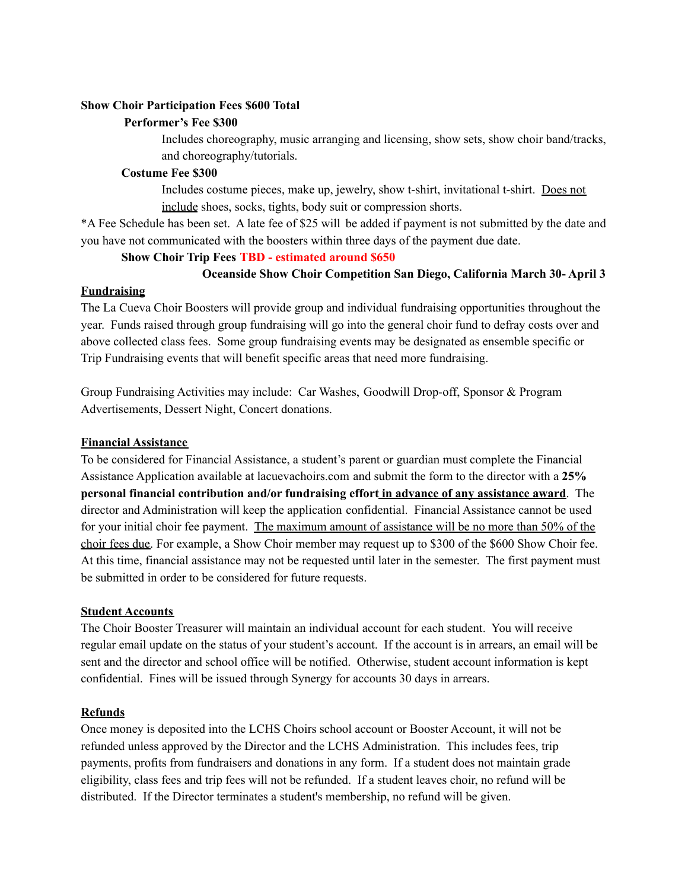**Show Choir Participation Fees $600 Total**

**Performer's Fee $300**

Includes choreography, music arranging and licensing, show sets, show choir band/tracks, and choreography/tutorials.

**Costume Fee $300**

Includes costume pieces, make up, jewelry, show t-shirt, invitational t-shirt. Does not include shoes, socks, tights, body suit or compression shorts.

*A Fee Schedule has been set. A late fee of $25 will be added if payment is not submitted by the date and you have not communicated with the boosters within three days of the payment due date.

**Show Choir Trip Fees TBD - estimated around $650**

**Oceanside Show Choir Competition San Diego, California March 30- April 3**

**Fundraising**

The La Cueva Choir Boosters will provide group and individual fundraising opportunities throughout the year. Funds raised through group fundraising will go into the general choir fund to defray costs over and above collected class fees. Some group fundraising events may be designated as ensemble specific or Trip Fundraising events that will benefit specific areas that need more fundraising.

Group Fundraising Activities may include: Car Washes, Goodwill Drop-off, Sponsor & Program Advertisements, Dessert Night, Concert donations.

**Financial Assistance**

To be considered for Financial Assistance, a student's parent or guardian must complete the Financial Assistance Application available at lacuevachoirs.com and submit the form to the director with a **25% personal financial contribution and/or fundraising effort in advance of any assistance award**. The director and Administration will keep the application confidential. Financial Assistance cannot be used for your initial choir fee payment. The maximum amount of assistance will be no more than 50% of the choir fees due. For example, a Show Choir member may request up to $300 of the $600 Show Choir fee. At this time, financial assistance may not be requested until later in the semester. The first payment must be submitted in order to be considered for future requests.

**Student Accounts**

The Choir Booster Treasurer will maintain an individual account for each student. You will receive regular email update on the status of your student's account. If the account is in arrears, an email will be sent and the director and school office will be notified. Otherwise, student account information is kept confidential. Fines will be issued through Synergy for accounts 30 days in arrears.

**Refunds**

Once money is deposited into the LCHS Choirs school account or Booster Account, it will not be refunded unless approved by the Director and the LCHS Administration. This includes fees, trip payments, profits from fundraisers and donations in any form. If a student does not maintain grade eligibility, class fees and trip fees will not be refunded. If a student leaves choir, no refund will be distributed. If the Director terminates a student's membership, no refund will be given.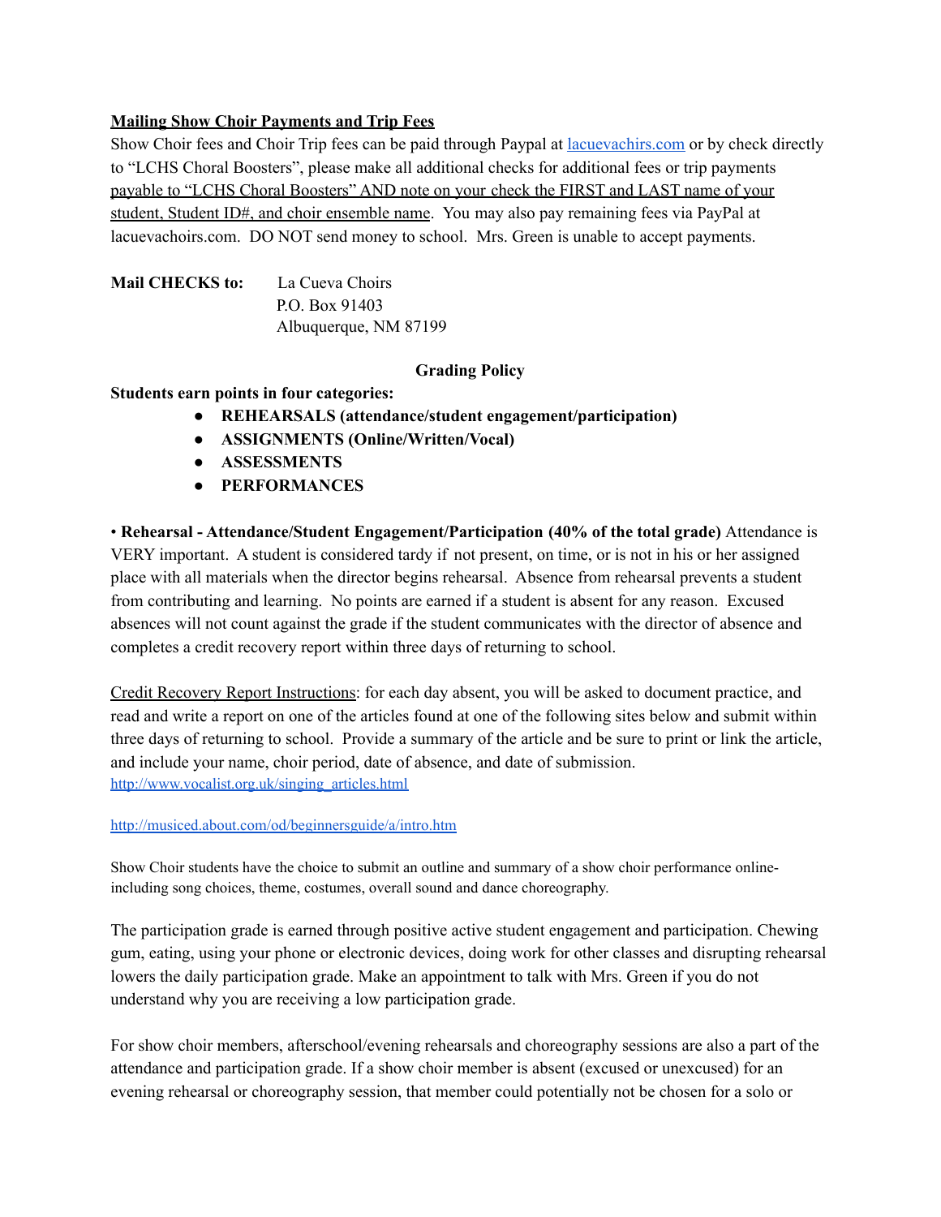**Mailing Show Choir Payments and Trip Fees**

Show Choir fees and Choir Trip fees can be paid through Paypal at [lacuevachirs.com](lacuevachirs.com) or by check directly to "LCHS Choral Boosters", please make all additional checks for additional fees or trip payments payable to "LCHS Choral Boosters" AND note on your check the FIRST and LAST name of your student, Student ID#, and choir ensemble name. You may also pay remaining fees via PayPal at lacuevachoirs.com. DO NOT send money to school. Mrs. Green is unable to accept payments.

**Mail CHECKS to:**
La Cueva Choirs
P.O. Box 91403
Albuquerque, NM 87199

## Grading Policy

**Students earn points in four categories:**

- **REHEARSALS (attendance/student engagement/participation)**
- **ASSIGNMENTS (Online/Written/Vocal)**
- **ASSESSMENTS**
- **PERFORMANCES**

• **Rehearsal - Attendance/Student Engagement/Participation (40% of the total grade)** Attendance is VERY important. A student is considered tardy if not present, on time, or is not in his or her assigned place with all materials when the director begins rehearsal. Absence from rehearsal prevents a student from contributing and learning. No points are earned if a student is absent for any reason. Excused absences will not count against the grade if the student communicates with the director of absence and completes a credit recovery report within three days of returning to school.

Credit Recovery Report Instructions: for each day absent, you will be asked to document practice, and read and write a report on one of the articles found at one of the following sites below and submit within three days of returning to school. Provide a summary of the article and be sure to print or link the article, and include your name, choir period, date of absence, and date of submission.

http://www.vocalist.org.uk/singing_articles.html

http://musiced.about.com/od/beginnersguide/a/intro.htm

Show Choir students have the choice to submit an outline and summary of a show choir performance online- including song choices, theme, costumes, overall sound and dance choreography.

The participation grade is earned through positive active student engagement and participation. Chewing gum, eating, using your phone or electronic devices, doing work for other classes and disrupting rehearsal lowers the daily participation grade. Make an appointment to talk with Mrs. Green if you do not understand why you are receiving a low participation grade.

For show choir members, afterschool/evening rehearsals and choreography sessions are also a part of the attendance and participation grade. If a show choir member is absent (excused or unexcused) for an evening rehearsal or choreography session, that member could potentially not be chosen for a solo or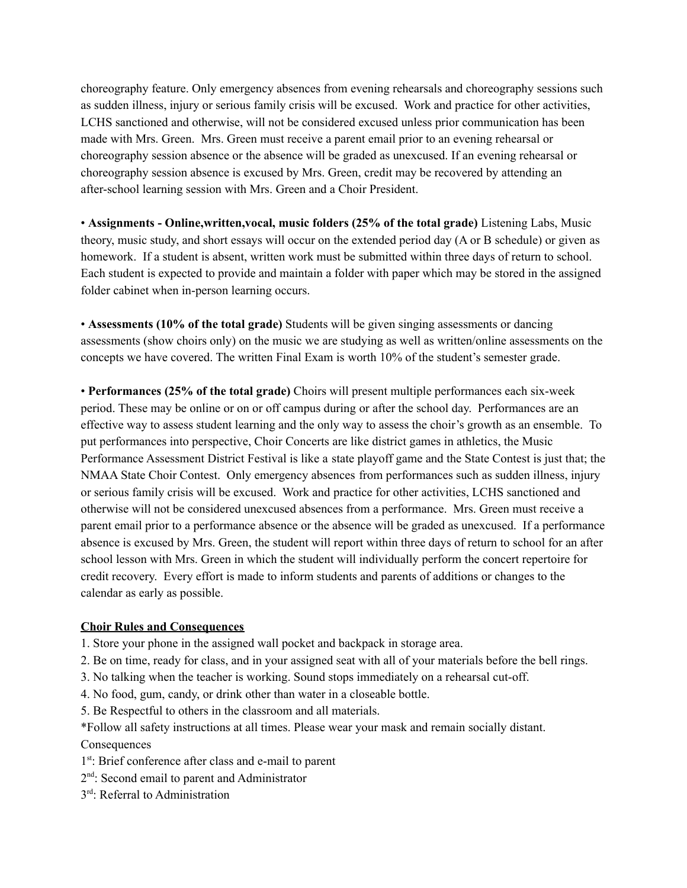choreography feature. Only emergency absences from evening rehearsals and choreography sessions such as sudden illness, injury or serious family crisis will be excused. Work and practice for other activities, LCHS sanctioned and otherwise, will not be considered excused unless prior communication has been made with Mrs. Green. Mrs. Green must receive a parent email prior to an evening rehearsal or choreography session absence or the absence will be graded as unexcused. If an evening rehearsal or choreography session absence is excused by Mrs. Green, credit may be recovered by attending an after-school learning session with Mrs. Green and a Choir President.

• **Assignments - Online,written,vocal, music folders (25% of the total grade)** Listening Labs, Music theory, music study, and short essays will occur on the extended period day (A or B schedule) or given as homework. If a student is absent, written work must be submitted within three days of return to school. Each student is expected to provide and maintain a folder with paper which may be stored in the assigned folder cabinet when in-person learning occurs.

• **Assessments (10% of the total grade)** Students will be given singing assessments or dancing assessments (show choirs only) on the music we are studying as well as written/online assessments on the concepts we have covered. The written Final Exam is worth 10% of the student's semester grade.

• **Performances (25% of the total grade)** Choirs will present multiple performances each six-week period. These may be online or on or off campus during or after the school day. Performances are an effective way to assess student learning and the only way to assess the choir's growth as an ensemble. To put performances into perspective, Choir Concerts are like district games in athletics, the Music Performance Assessment District Festival is like a state playoff game and the State Contest is just that; the NMAA State Choir Contest. Only emergency absences from performances such as sudden illness, injury or serious family crisis will be excused. Work and practice for other activities, LCHS sanctioned and otherwise will not be considered unexcused absences from a performance. Mrs. Green must receive a parent email prior to a performance absence or the absence will be graded as unexcused. If a performance absence is excused by Mrs. Green, the student will report within three days of return to school for an after school lesson with Mrs. Green in which the student will individually perform the concert repertoire for credit recovery. Every effort is made to inform students and parents of additions or changes to the calendar as early as possible.

**Choir Rules and Consequences**

1. Store your phone in the assigned wall pocket and backpack in storage area.
2. Be on time, ready for class, and in your assigned seat with all of your materials before the bell rings.
3. No talking when the teacher is working. Sound stops immediately on a rehearsal cut-off.
4. No food, gum, candy, or drink other than water in a closeable bottle.
5. Be Respectful to others in the classroom and all materials.

*Follow all safety instructions at all times. Please wear your mask and remain socially distant.

Consequences

1st: Brief conference after class and e-mail to parent

2nd: Second email to parent and Administrator

3rd: Referral to Administration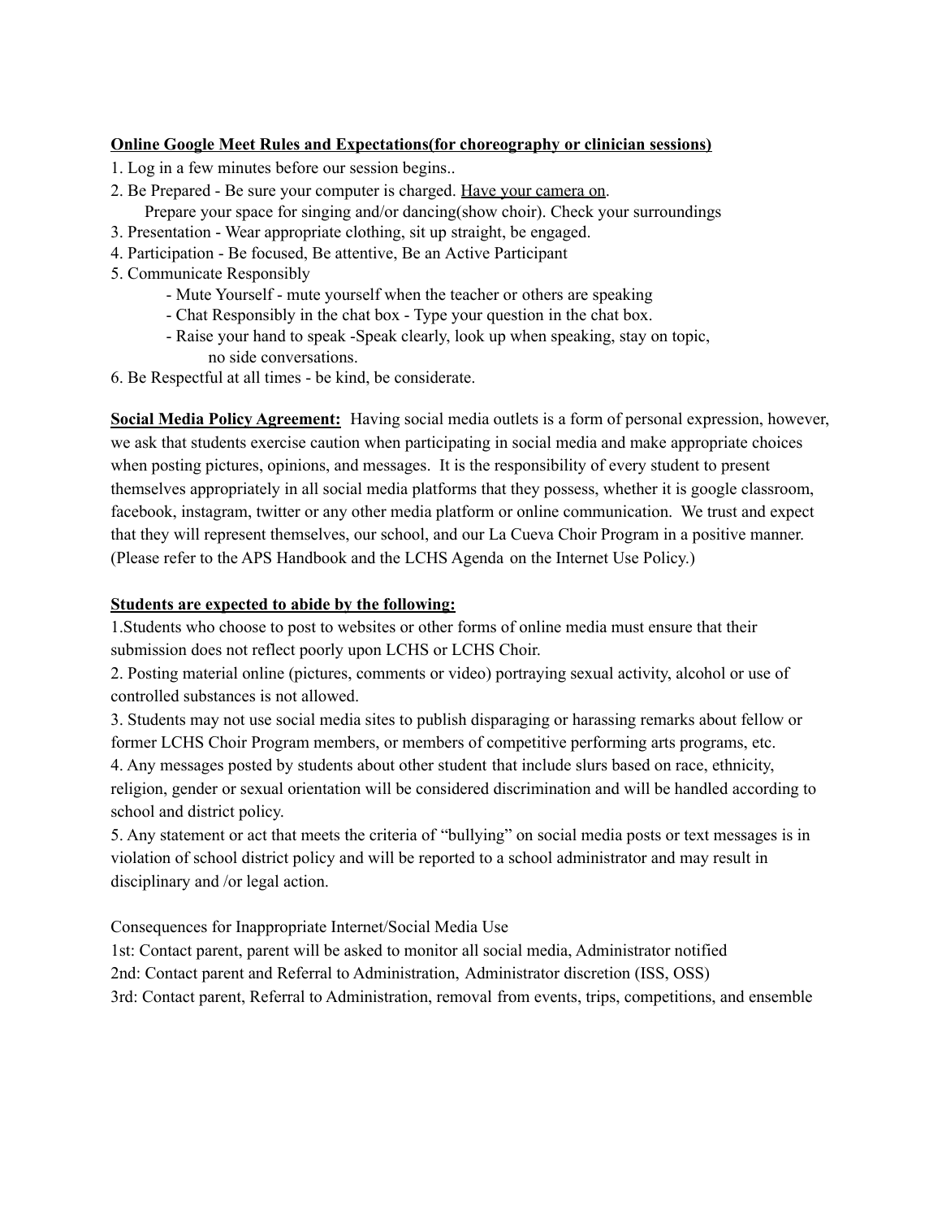**Online Google Meet Rules and Expectations(for choreography or clinician sessions)**

1. Log in a few minutes before our session begins..
2. Be Prepared - Be sure your computer is charged. Have your camera on.
   Prepare your space for singing and/or dancing(show choir). Check your surroundings
3. Presentation - Wear appropriate clothing, sit up straight, be engaged.
4. Participation - Be focused, Be attentive, Be an Active Participant
5. Communicate Responsibly
   - Mute Yourself - mute yourself when the teacher or others are speaking
   - Chat Responsibly in the chat box - Type your question in the chat box.
   - Raise your hand to speak -Speak clearly, look up when speaking, stay on topic, no side conversations.
6. Be Respectful at all times - be kind, be considerate.

**Social Media Policy Agreement:** Having social media outlets is a form of personal expression, however, we ask that students exercise caution when participating in social media and make appropriate choices when posting pictures, opinions, and messages. It is the responsibility of every student to present themselves appropriately in all social media platforms that they possess, whether it is google classroom, facebook, instagram, twitter or any other media platform or online communication. We trust and expect that they will represent themselves, our school, and our La Cueva Choir Program in a positive manner. (Please refer to the APS Handbook and the LCHS Agenda on the Internet Use Policy.)

**Students are expected to abide by the following:**

1. Students who choose to post to websites or other forms of online media must ensure that their submission does not reflect poorly upon LCHS or LCHS Choir.
2. Posting material online (pictures, comments or video) portraying sexual activity, alcohol or use of controlled substances is not allowed.
3. Students may not use social media sites to publish disparaging or harassing remarks about fellow or former LCHS Choir Program members, or members of competitive performing arts programs, etc.
4. Any messages posted by students about other student that include slurs based on race, ethnicity, religion, gender or sexual orientation will be considered discrimination and will be handled according to school and district policy.
5. Any statement or act that meets the criteria of "bullying" on social media posts or text messages is in violation of school district policy and will be reported to a school administrator and may result in disciplinary and /or legal action.

Consequences for Inappropriate Internet/Social Media Use

1st: Contact parent, parent will be asked to monitor all social media, Administrator notified

2nd: Contact parent and Referral to Administration, Administrator discretion (ISS, OSS)

3rd: Contact parent, Referral to Administration, removal from events, trips, competitions, and ensemble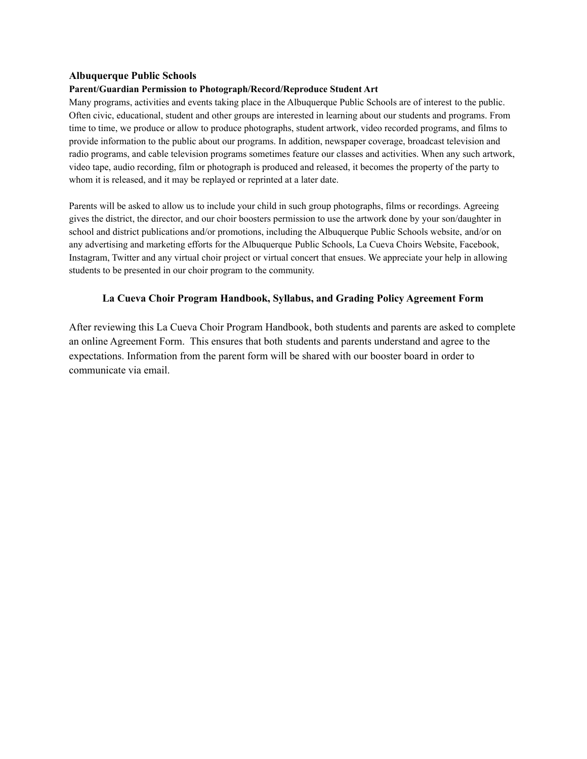**Albuquerque Public Schools**

**Parent/Guardian Permission to Photograph/Record/Reproduce Student Art**

Many programs, activities and events taking place in the Albuquerque Public Schools are of interest to the public. Often civic, educational, student and other groups are interested in learning about our students and programs. From time to time, we produce or allow to produce photographs, student artwork, video recorded programs, and films to provide information to the public about our programs. In addition, newspaper coverage, broadcast television and radio programs, and cable television programs sometimes feature our classes and activities. When any such artwork, video tape, audio recording, film or photograph is produced and released, it becomes the property of the party to whom it is released, and it may be replayed or reprinted at a later date.

Parents will be asked to allow us to include your child in such group photographs, films or recordings. Agreeing gives the district, the director, and our choir boosters permission to use the artwork done by your son/daughter in school and district publications and/or promotions, including the Albuquerque Public Schools website, and/or on any advertising and marketing efforts for the Albuquerque Public Schools, La Cueva Choirs Website, Facebook, Instagram, Twitter and any virtual choir project or virtual concert that ensues. We appreciate your help in allowing students to be presented in our choir program to the community.

**La Cueva Choir Program Handbook, Syllabus, and Grading Policy Agreement Form**

After reviewing this La Cueva Choir Program Handbook, both students and parents are asked to complete an online Agreement Form. This ensures that both students and parents understand and agree to the expectations. Information from the parent form will be shared with our booster board in order to communicate via email.